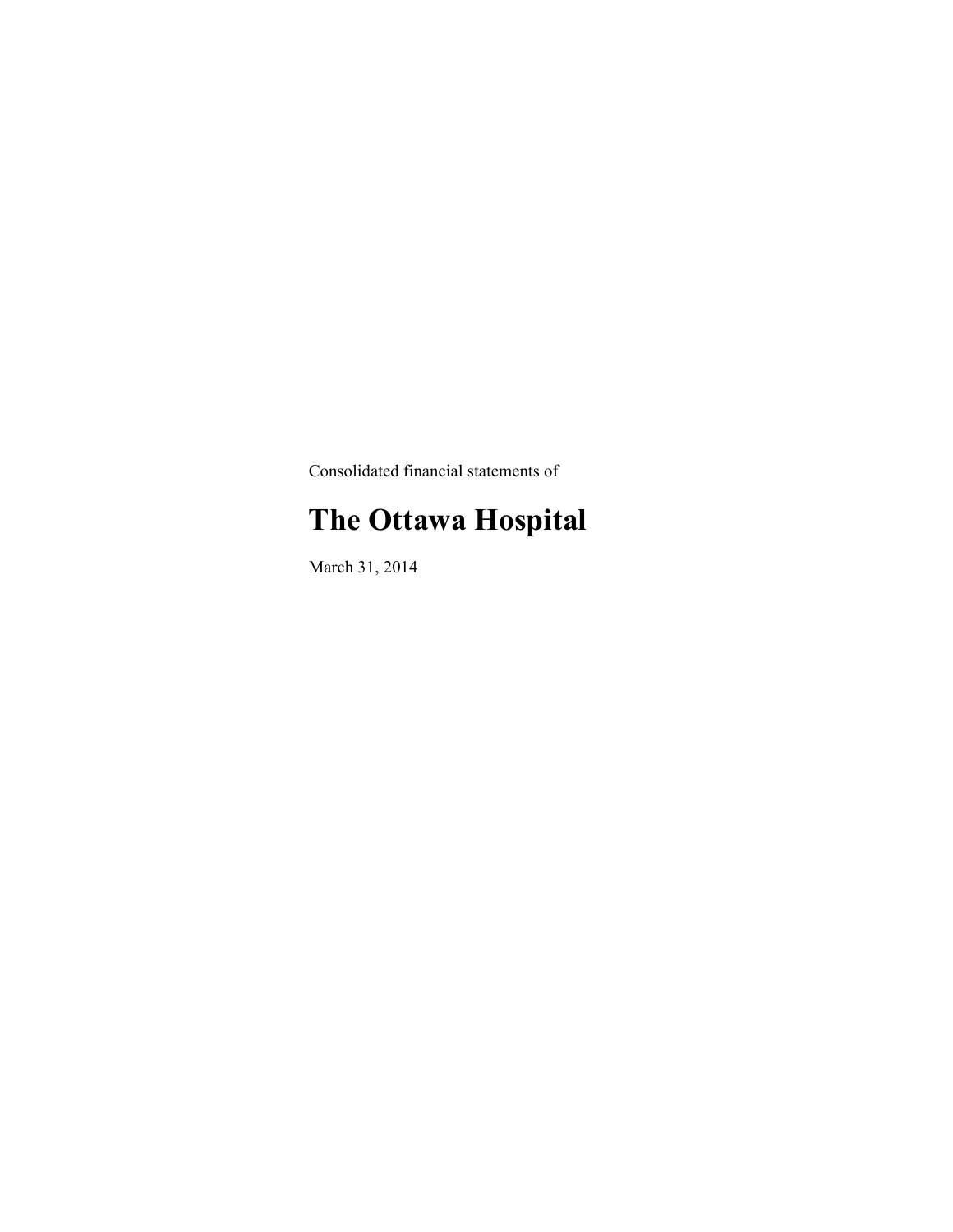Consolidated financial statements of

# The Ottawa Hospital

March 31, 2014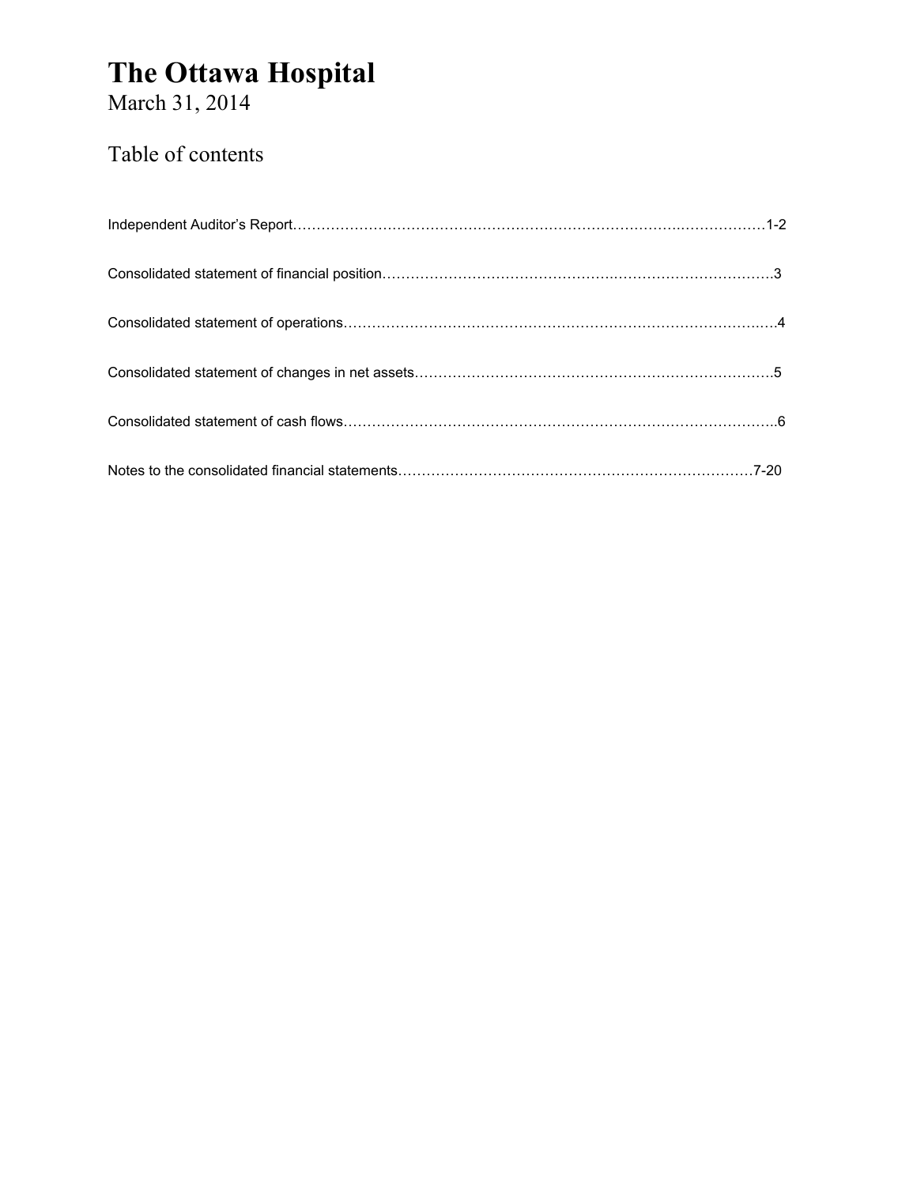# The Ottawa Hospital

March 31, 2014

## Table of contents

| | |
|---|---|
| Independent Auditor's Report | 1-2 |
| Consolidated statement of financial position | 3 |
| Consolidated statement of operations | 4 |
| Consolidated statement of changes in net assets | 5 |
| Consolidated statement of cash flows | 6 |
| Notes to the consolidated financial statements | 7-20 |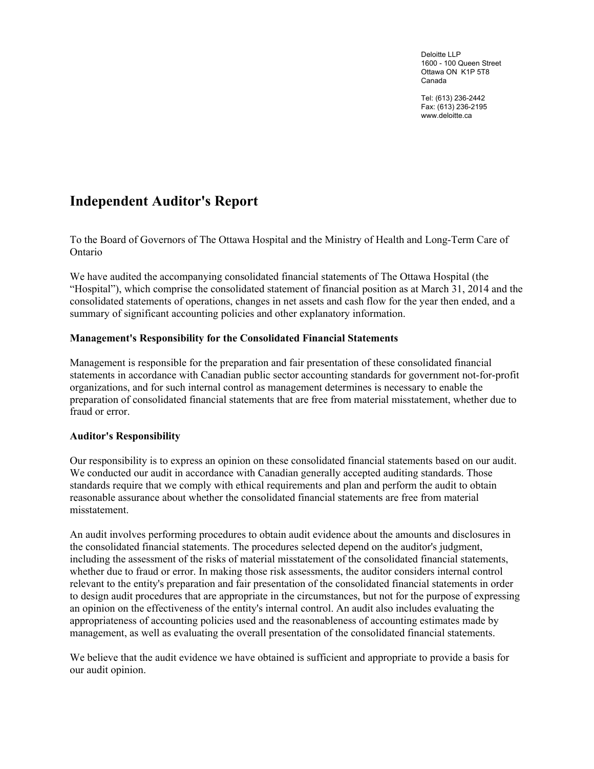Deloitte LLP
1600 - 100 Queen Street
Ottawa ON K1P 5T8
Canada

Tel: (613) 236-2442
Fax: (613) 236-2195
www.deloitte.ca

# Independent Auditor's Report

To the Board of Governors of The Ottawa Hospital and the Ministry of Health and Long-Term Care of Ontario

We have audited the accompanying consolidated financial statements of The Ottawa Hospital (the "Hospital"), which comprise the consolidated statement of financial position as at March 31, 2014 and the consolidated statements of operations, changes in net assets and cash flow for the year then ended, and a summary of significant accounting policies and other explanatory information.

**Management's Responsibility for the Consolidated Financial Statements**

Management is responsible for the preparation and fair presentation of these consolidated financial statements in accordance with Canadian public sector accounting standards for government not-for-profit organizations, and for such internal control as management determines is necessary to enable the preparation of consolidated financial statements that are free from material misstatement, whether due to fraud or error.

**Auditor's Responsibility**

Our responsibility is to express an opinion on these consolidated financial statements based on our audit. We conducted our audit in accordance with Canadian generally accepted auditing standards. Those standards require that we comply with ethical requirements and plan and perform the audit to obtain reasonable assurance about whether the consolidated financial statements are free from material misstatement.

An audit involves performing procedures to obtain audit evidence about the amounts and disclosures in the consolidated financial statements. The procedures selected depend on the auditor's judgment, including the assessment of the risks of material misstatement of the consolidated financial statements, whether due to fraud or error. In making those risk assessments, the auditor considers internal control relevant to the entity's preparation and fair presentation of the consolidated financial statements in order to design audit procedures that are appropriate in the circumstances, but not for the purpose of expressing an opinion on the effectiveness of the entity's internal control. An audit also includes evaluating the appropriateness of accounting policies used and the reasonableness of accounting estimates made by management, as well as evaluating the overall presentation of the consolidated financial statements.

We believe that the audit evidence we have obtained is sufficient and appropriate to provide a basis for our audit opinion.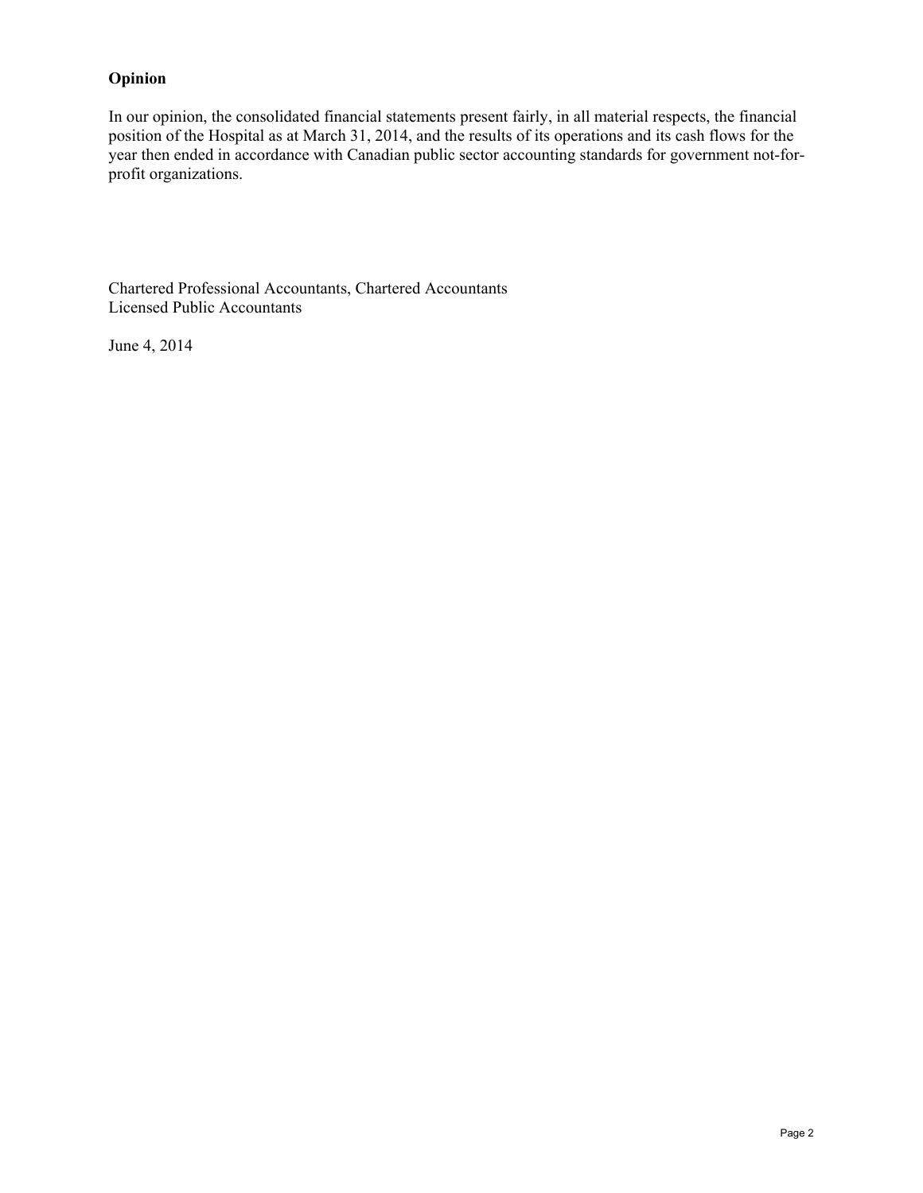## Opinion

In our opinion, the consolidated financial statements present fairly, in all material respects, the financial position of the Hospital as at March 31, 2014, and the results of its operations and its cash flows for the year then ended in accordance with Canadian public sector accounting standards for government not-for-profit organizations.

Chartered Professional Accountants, Chartered Accountants
Licensed Public Accountants

June 4, 2014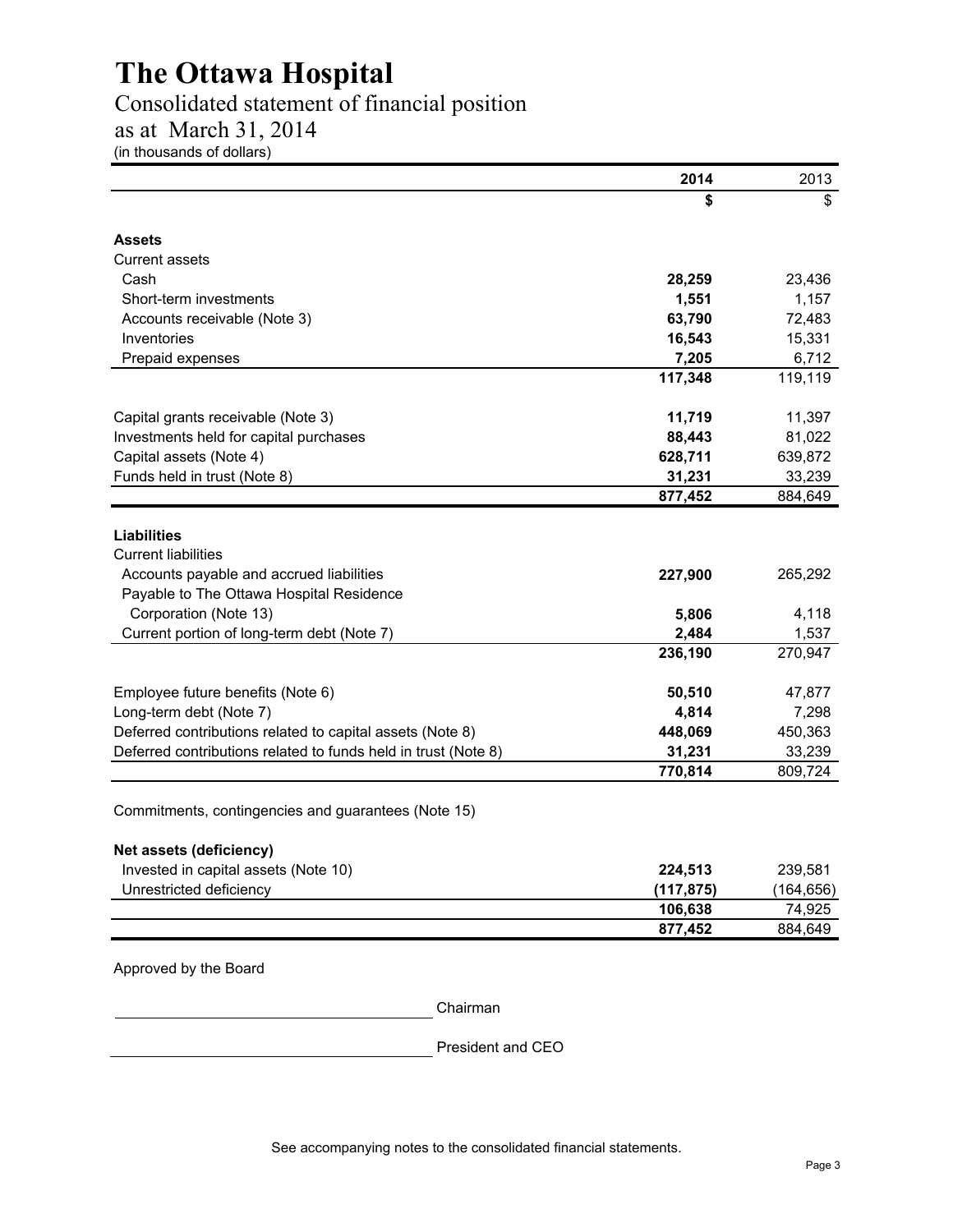# The Ottawa Hospital

## Consolidated statement of financial position

## as at March 31, 2014

(in thousands of dollars)

| | 2014 | 2013 |
|---|---|---|
| | $ | $ |
| **Assets** | | |
| Current assets | | |
| Cash | **28,259** | 23,436 |
| Short-term investments | **1,551** | 1,157 |
| Accounts receivable (Note 3) | **63,790** | 72,483 |
| Inventories | **16,543** | 15,331 |
| Prepaid expenses | **7,205** | 6,712 |
| | **117,348** | 119,119 |
| Capital grants receivable (Note 3) | **11,719** | 11,397 |
| Investments held for capital purchases | **88,443** | 81,022 |
| Capital assets (Note 4) | **628,711** | 639,872 |
| Funds held in trust (Note 8) | **31,231** | 33,239 |
| | **877,452** | 884,649 |
| **Liabilities** | | |
| Current liabilities | | |
| Accounts payable and accrued liabilities | **227,900** | 265,292 |
| Payable to The Ottawa Hospital Residence Corporation (Note 13) | **5,806** | 4,118 |
| Current portion of long-term debt (Note 7) | **2,484** | 1,537 |
| | **236,190** | 270,947 |
| Employee future benefits (Note 6) | **50,510** | 47,877 |
| Long-term debt (Note 7) | **4,814** | 7,298 |
| Deferred contributions related to capital assets (Note 8) | **448,069** | 450,363 |
| Deferred contributions related to funds held in trust (Note 8) | **31,231** | 33,239 |
| | **770,814** | 809,724 |
| Commitments, contingencies and guarantees (Note 15) | | |
| **Net assets (deficiency)** | | |
| Invested in capital assets (Note 10) | **224,513** | 239,581 |
| Unrestricted deficiency | **(117,875)** | (164,656) |
| | **106,638** | 74,925 |
| | **877,452** | 884,649 |

Approved by the Board

_______________________________ Chairman

_______________________________ President and CEO

See accompanying notes to the consolidated financial statements.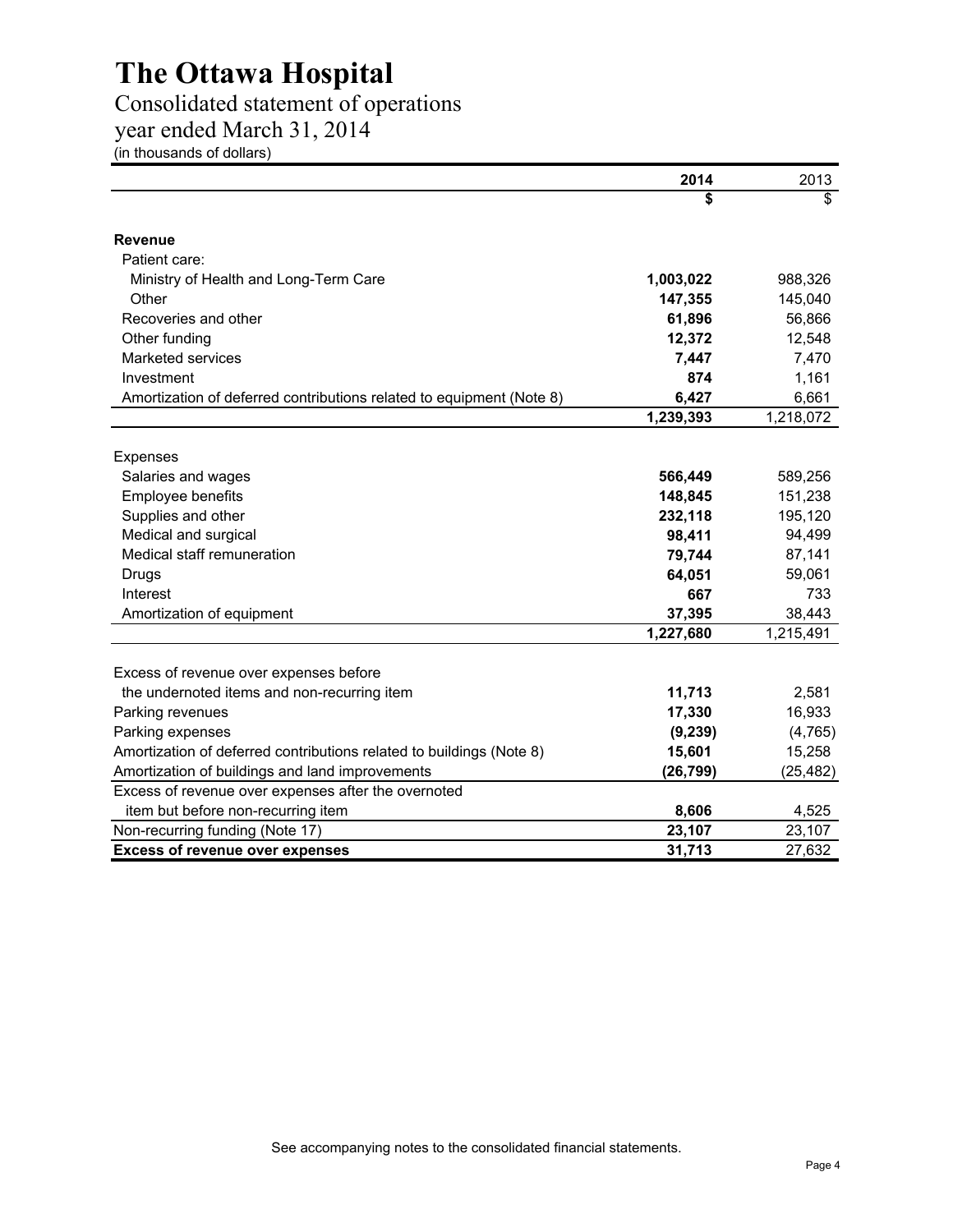# The Ottawa Hospital

## Consolidated statement of operations

## year ended March 31, 2014

(in thousands of dollars)

| | 2014 | 2013 |
|---|---|---|
| | **$** | $ |
| **Revenue** | | |
| Patient care: | | |
| Ministry of Health and Long-Term Care | **1,003,022** | 988,326 |
| Other | **147,355** | 145,040 |
| Recoveries and other | **61,896** | 56,866 |
| Other funding | **12,372** | 12,548 |
| Marketed services | **7,447** | 7,470 |
| Investment | **874** | 1,161 |
| Amortization of deferred contributions related to equipment (Note 8) | **6,427** | 6,661 |
| | **1,239,393** | 1,218,072 |
| Expenses | | |
| Salaries and wages | **566,449** | 589,256 |
| Employee benefits | **148,845** | 151,238 |
| Supplies and other | **232,118** | 195,120 |
| Medical and surgical | **98,411** | 94,499 |
| Medical staff remuneration | **79,744** | 87,141 |
| Drugs | **64,051** | 59,061 |
| Interest | **667** | 733 |
| Amortization of equipment | **37,395** | 38,443 |
| | **1,227,680** | 1,215,491 |
| Excess of revenue over expenses before the undernoted items and non-recurring item | **11,713** | 2,581 |
| Parking revenues | **17,330** | 16,933 |
| Parking expenses | **(9,239)** | (4,765) |
| Amortization of deferred contributions related to buildings (Note 8) | **15,601** | 15,258 |
| Amortization of buildings and land improvements | **(26,799)** | (25,482) |
| Excess of revenue over expenses after the overnoted item but before non-recurring item | **8,606** | 4,525 |
| Non-recurring funding (Note 17) | **23,107** | 23,107 |
| **Excess of revenue over expenses** | **31,713** | 27,632 |

See accompanying notes to the consolidated financial statements.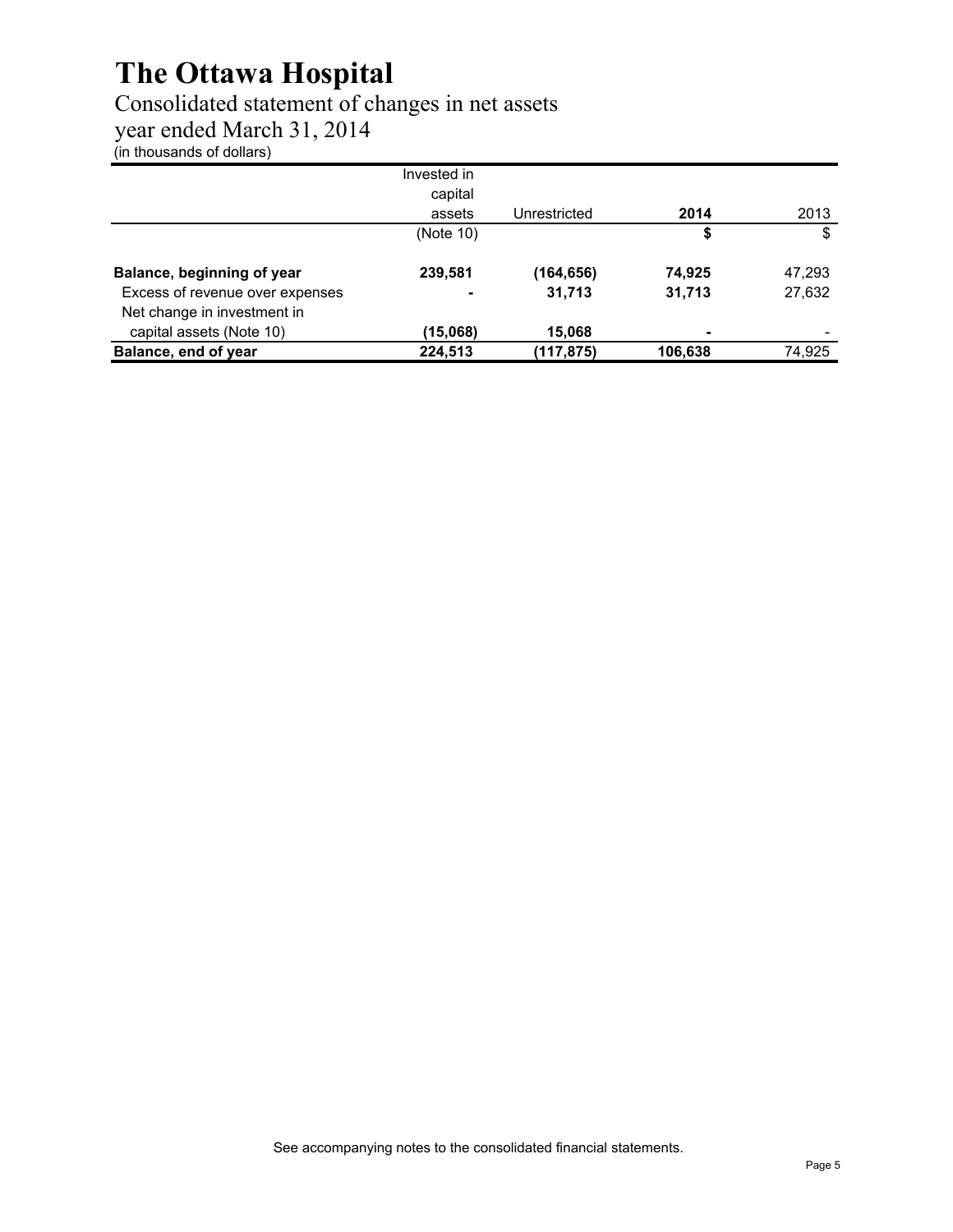# The Ottawa Hospital

## Consolidated statement of changes in net assets

## year ended March 31, 2014

(in thousands of dollars)

| | Invested in capital assets | Unrestricted | **2014** | 2013 |
|---|---|---|---|---|
| | (Note 10) | | **$** | $ |
| **Balance, beginning of year** | **239,581** | **(164,656)** | **74,925** | 47,293 |
| Excess of revenue over expenses | **-** | **31,713** | **31,713** | 27,632 |
| Net change in investment in capital assets (Note 10) | **(15,068)** | **15,068** | **-** | - |
| **Balance, end of year** | **224,513** | **(117,875)** | **106,638** | 74,925 |

See accompanying notes to the consolidated financial statements.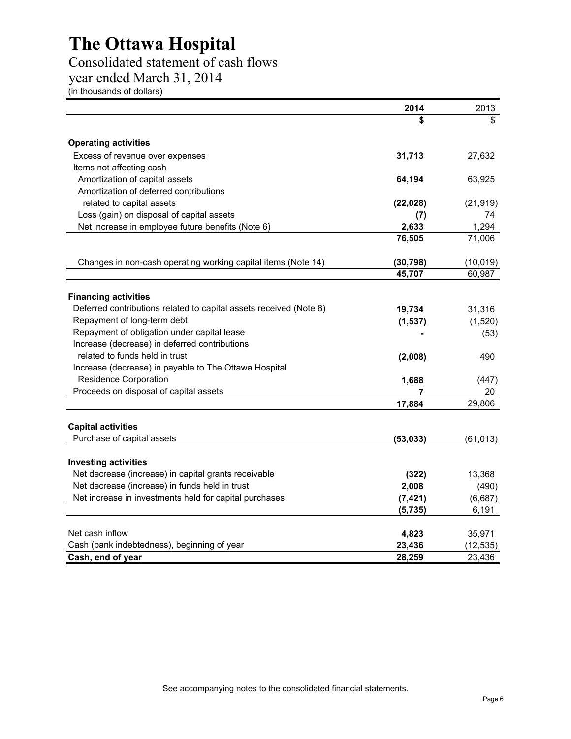# The Ottawa Hospital

## Consolidated statement of cash flows

## year ended March 31, 2014

(in thousands of dollars)

| | 2014 | 2013 |
|---|---|---|
| | $ | $ |
| **Operating activities** | | |
| Excess of revenue over expenses | **31,713** | 27,632 |
| Items not affecting cash | | |
| Amortization of capital assets | **64,194** | 63,925 |
| Amortization of deferred contributions related to capital assets | **(22,028)** | (21,919) |
| Loss (gain) on disposal of capital assets | **(7)** | 74 |
| Net increase in employee future benefits (Note 6) | **2,633** | 1,294 |
| | **76,505** | 71,006 |
| Changes in non-cash operating working capital items (Note 14) | **(30,798)** | (10,019) |
| | **45,707** | 60,987 |
| **Financing activities** | | |
| Deferred contributions related to capital assets received (Note 8) | **19,734** | 31,316 |
| Repayment of long-term debt | **(1,537)** | (1,520) |
| Repayment of obligation under capital lease | **-** | (53) |
| Increase (decrease) in deferred contributions related to funds held in trust | **(2,008)** | 490 |
| Increase (decrease) in payable to The Ottawa Hospital Residence Corporation | **1,688** | (447) |
| Proceeds on disposal of capital assets | **7** | 20 |
| | **17,884** | 29,806 |
| **Capital activities** | | |
| Purchase of capital assets | **(53,033)** | (61,013) |
| **Investing activities** | | |
| Net decrease (increase) in capital grants receivable | **(322)** | 13,368 |
| Net decrease (increase) in funds held in trust | **2,008** | (490) |
| Net increase in investments held for capital purchases | **(7,421)** | (6,687) |
| | **(5,735)** | 6,191 |
| Net cash inflow | **4,823** | 35,971 |
| Cash (bank indebtedness), beginning of year | **23,436** | (12,535) |
| **Cash, end of year** | **28,259** | 23,436 |

See accompanying notes to the consolidated financial statements.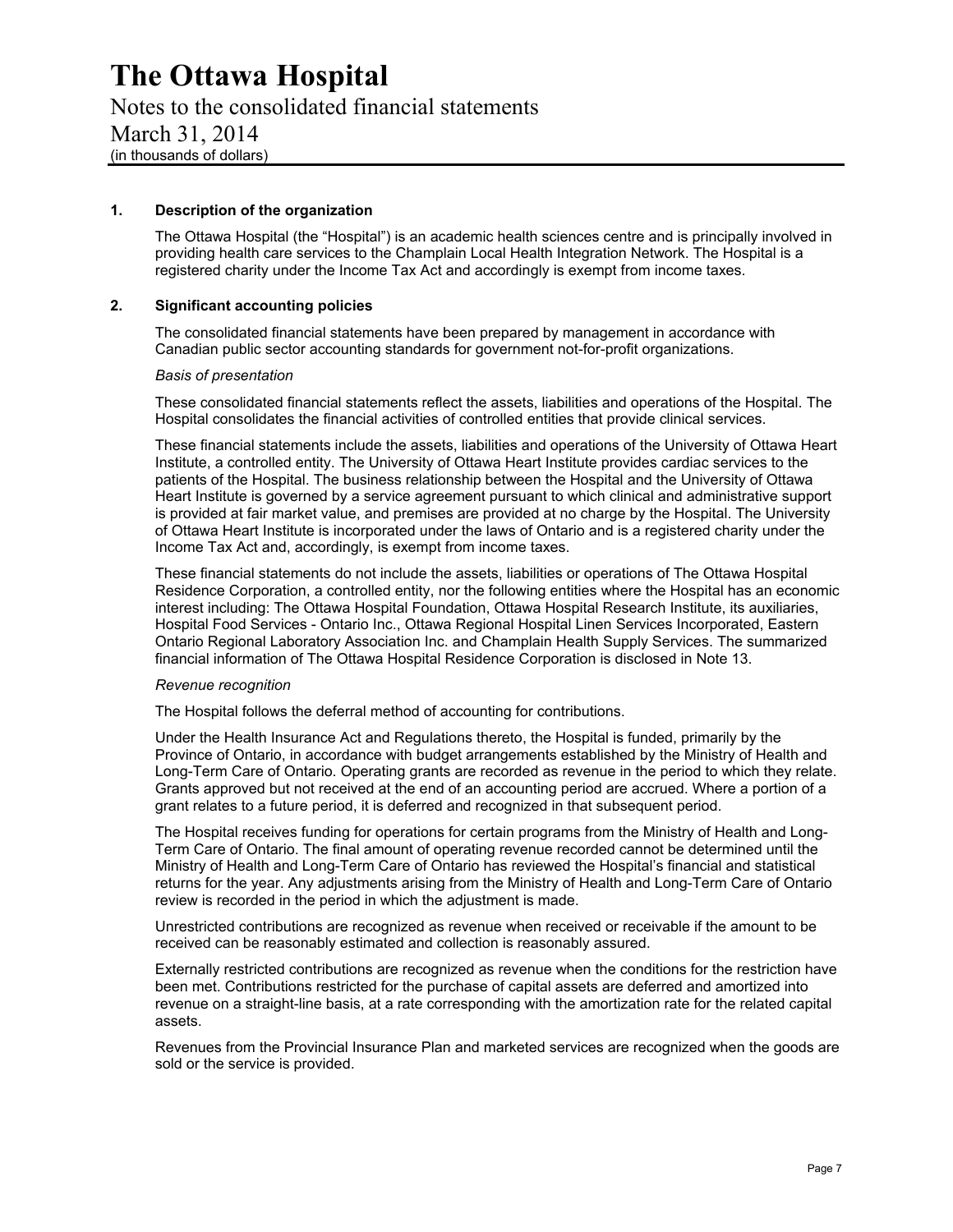## 1. Description of the organization

The Ottawa Hospital (the "Hospital") is an academic health sciences centre and is principally involved in providing health care services to the Champlain Local Health Integration Network. The Hospital is a registered charity under the Income Tax Act and accordingly is exempt from income taxes.

## 2. Significant accounting policies

The consolidated financial statements have been prepared by management in accordance with Canadian public sector accounting standards for government not-for-profit organizations.

*Basis of presentation*

These consolidated financial statements reflect the assets, liabilities and operations of the Hospital. The Hospital consolidates the financial activities of controlled entities that provide clinical services.

These financial statements include the assets, liabilities and operations of the University of Ottawa Heart Institute, a controlled entity. The University of Ottawa Heart Institute provides cardiac services to the patients of the Hospital. The business relationship between the Hospital and the University of Ottawa Heart Institute is governed by a service agreement pursuant to which clinical and administrative support is provided at fair market value, and premises are provided at no charge by the Hospital. The University of Ottawa Heart Institute is incorporated under the laws of Ontario and is a registered charity under the Income Tax Act and, accordingly, is exempt from income taxes.

These financial statements do not include the assets, liabilities or operations of The Ottawa Hospital Residence Corporation, a controlled entity, nor the following entities where the Hospital has an economic interest including: The Ottawa Hospital Foundation, Ottawa Hospital Research Institute, its auxiliaries, Hospital Food Services - Ontario Inc., Ottawa Regional Hospital Linen Services Incorporated, Eastern Ontario Regional Laboratory Association Inc. and Champlain Health Supply Services. The summarized financial information of The Ottawa Hospital Residence Corporation is disclosed in Note 13.

*Revenue recognition*

The Hospital follows the deferral method of accounting for contributions.

Under the Health Insurance Act and Regulations thereto, the Hospital is funded, primarily by the Province of Ontario, in accordance with budget arrangements established by the Ministry of Health and Long-Term Care of Ontario. Operating grants are recorded as revenue in the period to which they relate. Grants approved but not received at the end of an accounting period are accrued. Where a portion of a grant relates to a future period, it is deferred and recognized in that subsequent period.

The Hospital receives funding for operations for certain programs from the Ministry of Health and Long-Term Care of Ontario. The final amount of operating revenue recorded cannot be determined until the Ministry of Health and Long-Term Care of Ontario has reviewed the Hospital's financial and statistical returns for the year. Any adjustments arising from the Ministry of Health and Long-Term Care of Ontario review is recorded in the period in which the adjustment is made.

Unrestricted contributions are recognized as revenue when received or receivable if the amount to be received can be reasonably estimated and collection is reasonably assured.

Externally restricted contributions are recognized as revenue when the conditions for the restriction have been met. Contributions restricted for the purchase of capital assets are deferred and amortized into revenue on a straight-line basis, at a rate corresponding with the amortization rate for the related capital assets.

Revenues from the Provincial Insurance Plan and marketed services are recognized when the goods are sold or the service is provided.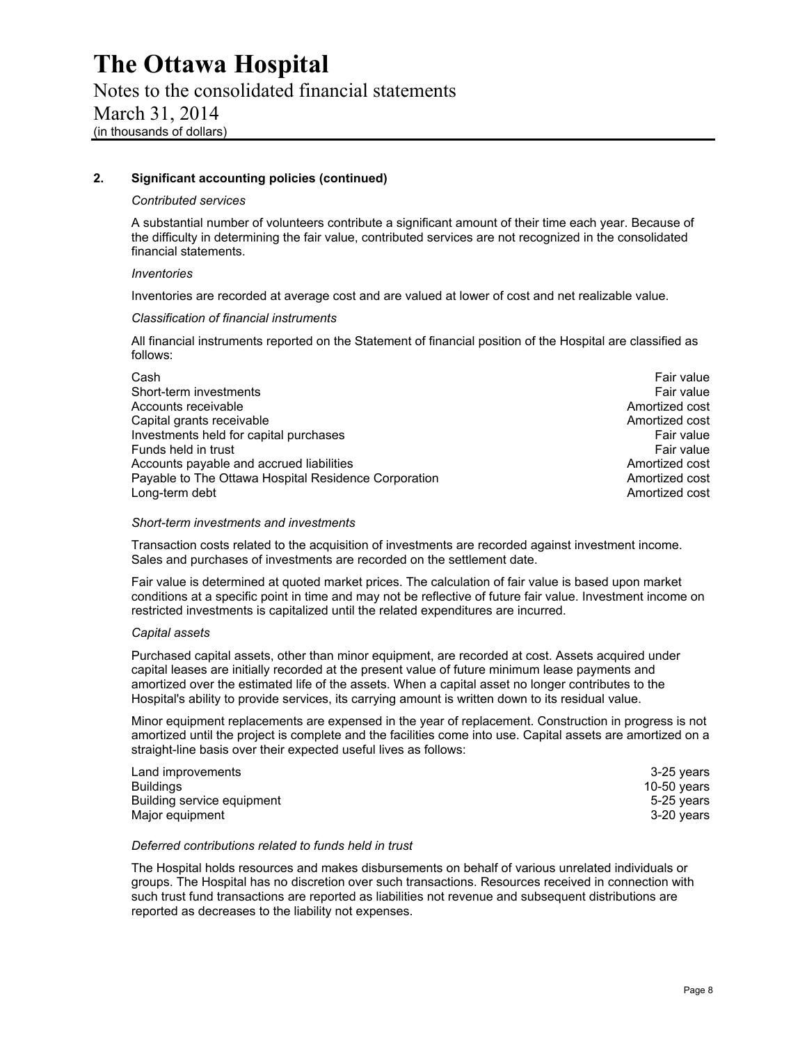## 2. Significant accounting policies (continued)

*Contributed services*

A substantial number of volunteers contribute a significant amount of their time each year. Because of the difficulty in determining the fair value, contributed services are not recognized in the consolidated financial statements.

*Inventories*

Inventories are recorded at average cost and are valued at lower of cost and net realizable value.

*Classification of financial instruments*

All financial instruments reported on the Statement of financial position of the Hospital are classified as follows:

| | |
|---|---|
| Cash | Fair value |
| Short-term investments | Fair value |
| Accounts receivable | Amortized cost |
| Capital grants receivable | Amortized cost |
| Investments held for capital purchases | Fair value |
| Funds held in trust | Fair value |
| Accounts payable and accrued liabilities | Amortized cost |
| Payable to The Ottawa Hospital Residence Corporation | Amortized cost |
| Long-term debt | Amortized cost |

*Short-term investments and investments*

Transaction costs related to the acquisition of investments are recorded against investment income. Sales and purchases of investments are recorded on the settlement date.

Fair value is determined at quoted market prices. The calculation of fair value is based upon market conditions at a specific point in time and may not be reflective of future fair value. Investment income on restricted investments is capitalized until the related expenditures are incurred.

*Capital assets*

Purchased capital assets, other than minor equipment, are recorded at cost. Assets acquired under capital leases are initially recorded at the present value of future minimum lease payments and amortized over the estimated life of the assets. When a capital asset no longer contributes to the Hospital's ability to provide services, its carrying amount is written down to its residual value.

Minor equipment replacements are expensed in the year of replacement. Construction in progress is not amortized until the project is complete and the facilities come into use. Capital assets are amortized on a straight-line basis over their expected useful lives as follows:

| | |
|---|---|
| Land improvements | 3-25 years |
| Buildings | 10-50 years |
| Building service equipment | 5-25 years |
| Major equipment | 3-20 years |

*Deferred contributions related to funds held in trust*

The Hospital holds resources and makes disbursements on behalf of various unrelated individuals or groups. The Hospital has no discretion over such transactions. Resources received in connection with such trust fund transactions are reported as liabilities not revenue and subsequent distributions are reported as decreases to the liability not expenses.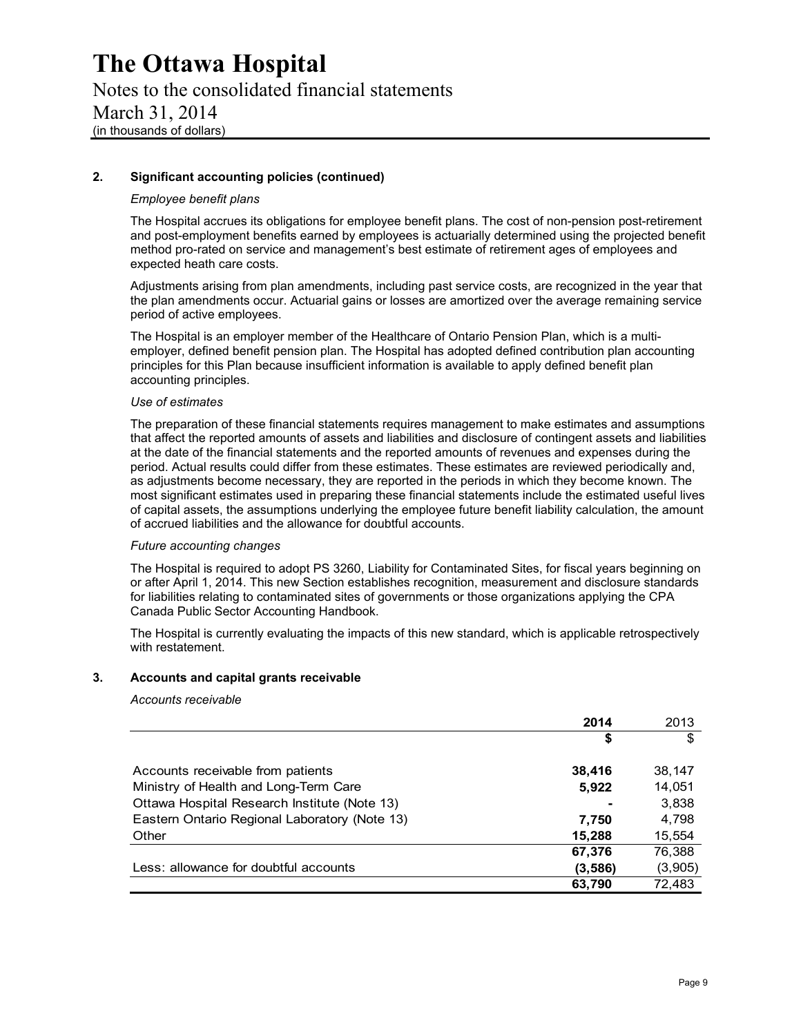## 2. Significant accounting policies (continued)

*Employee benefit plans*

The Hospital accrues its obligations for employee benefit plans. The cost of non-pension post-retirement and post-employment benefits earned by employees is actuarially determined using the projected benefit method pro-rated on service and management's best estimate of retirement ages of employees and expected heath care costs.

Adjustments arising from plan amendments, including past service costs, are recognized in the year that the plan amendments occur. Actuarial gains or losses are amortized over the average remaining service period of active employees.

The Hospital is an employer member of the Healthcare of Ontario Pension Plan, which is a multi-employer, defined benefit pension plan. The Hospital has adopted defined contribution plan accounting principles for this Plan because insufficient information is available to apply defined benefit plan accounting principles.

*Use of estimates*

The preparation of these financial statements requires management to make estimates and assumptions that affect the reported amounts of assets and liabilities and disclosure of contingent assets and liabilities at the date of the financial statements and the reported amounts of revenues and expenses during the period. Actual results could differ from these estimates. These estimates are reviewed periodically and, as adjustments become necessary, they are reported in the periods in which they become known. The most significant estimates used in preparing these financial statements include the estimated useful lives of capital assets, the assumptions underlying the employee future benefit liability calculation, the amount of accrued liabilities and the allowance for doubtful accounts.

*Future accounting changes*

The Hospital is required to adopt PS 3260, Liability for Contaminated Sites, for fiscal years beginning on or after April 1, 2014. This new Section establishes recognition, measurement and disclosure standards for liabilities relating to contaminated sites of governments or those organizations applying the CPA Canada Public Sector Accounting Handbook.

The Hospital is currently evaluating the impacts of this new standard, which is applicable retrospectively with restatement.

## 3. Accounts and capital grants receivable

*Accounts receivable*

| | **2014** | 2013 |
|---|---|---|
| | **$** | $ |
| Accounts receivable from patients | **38,416** | 38,147 |
| Ministry of Health and Long-Term Care | **5,922** | 14,051 |
| Ottawa Hospital Research Institute (Note 13) | **-** | 3,838 |
| Eastern Ontario Regional Laboratory (Note 13) | **7,750** | 4,798 |
| Other | **15,288** | 15,554 |
| | **67,376** | 76,388 |
| Less: allowance for doubtful accounts | **(3,586)** | (3,905) |
| | **63,790** | 72,483 |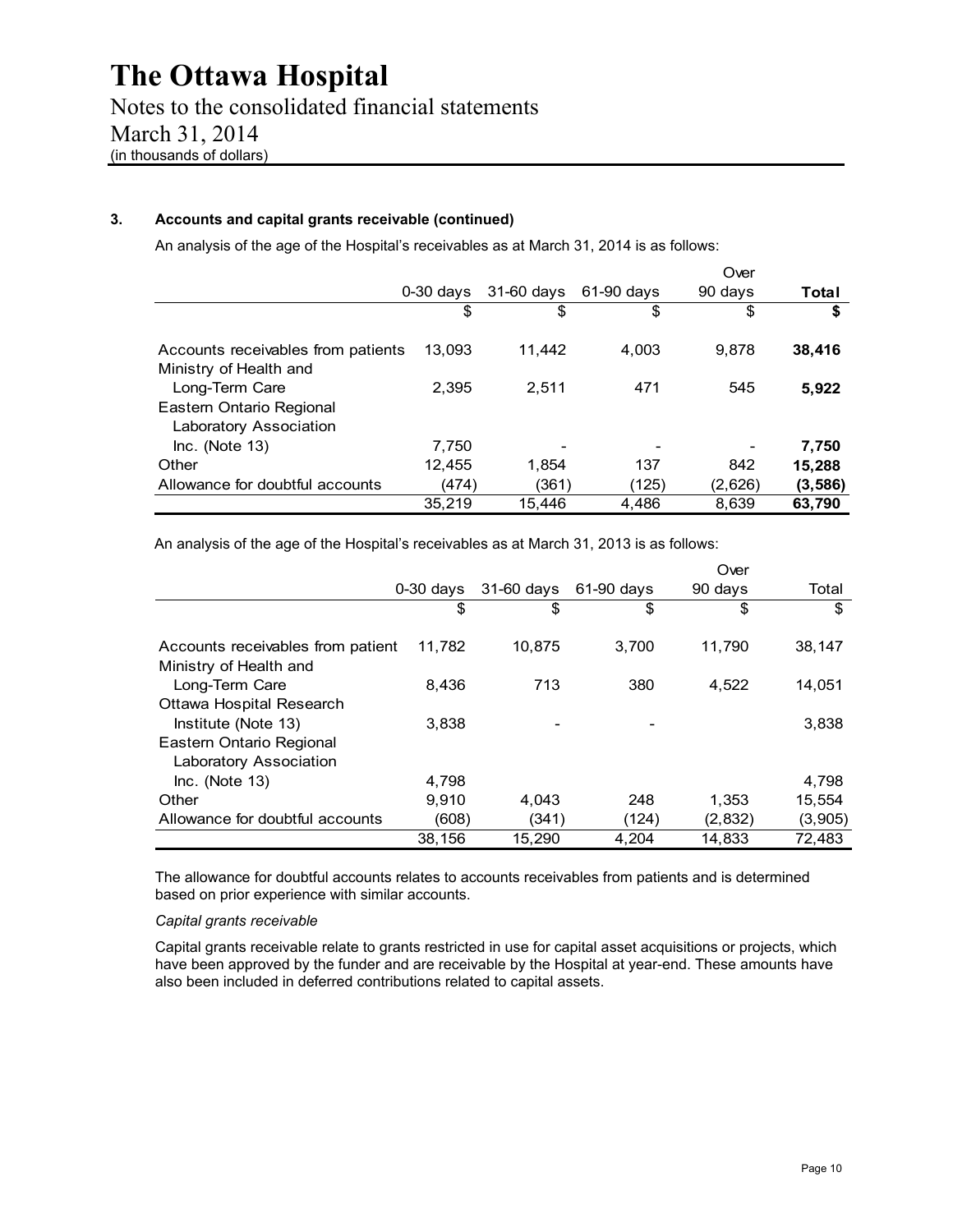### 3. Accounts and capital grants receivable (continued)

An analysis of the age of the Hospital's receivables as at March 31, 2014 is as follows:

| | 0-30 days | 31-60 days | 61-90 days | Over 90 days | **Total** |
|---|---|---|---|---|---|
| | $ | $ | $ | $ | **$** |
| Accounts receivables from patients | 13,093 | 11,442 | 4,003 | 9,878 | **38,416** |
| Ministry of Health and Long-Term Care | 2,395 | 2,511 | 471 | 545 | **5,922** |
| Eastern Ontario Regional Laboratory Association Inc. (Note 13) | 7,750 | - | - | - | **7,750** |
| Other | 12,455 | 1,854 | 137 | 842 | **15,288** |
| Allowance for doubtful accounts | (474) | (361) | (125) | (2,626) | **(3,586)** |
| | 35,219 | 15,446 | 4,486 | 8,639 | **63,790** |

An analysis of the age of the Hospital's receivables as at March 31, 2013 is as follows:

| | 0-30 days | 31-60 days | 61-90 days | Over 90 days | Total |
|---|---|---|---|---|---|
| | $ | $ | $ | $ | $ |
| Accounts receivables from patient | 11,782 | 10,875 | 3,700 | 11,790 | 38,147 |
| Ministry of Health and Long-Term Care | 8,436 | 713 | 380 | 4,522 | 14,051 |
| Ottawa Hospital Research Institute (Note 13) | 3,838 | - | - | | 3,838 |
| Eastern Ontario Regional Laboratory Association Inc. (Note 13) | 4,798 | | | | 4,798 |
| Other | 9,910 | 4,043 | 248 | 1,353 | 15,554 |
| Allowance for doubtful accounts | (608) | (341) | (124) | (2,832) | (3,905) |
| | 38,156 | 15,290 | 4,204 | 14,833 | 72,483 |

The allowance for doubtful accounts relates to accounts receivables from patients and is determined based on prior experience with similar accounts.

*Capital grants receivable*

Capital grants receivable relate to grants restricted in use for capital asset acquisitions or projects, which have been approved by the funder and are receivable by the Hospital at year-end. These amounts have also been included in deferred contributions related to capital assets.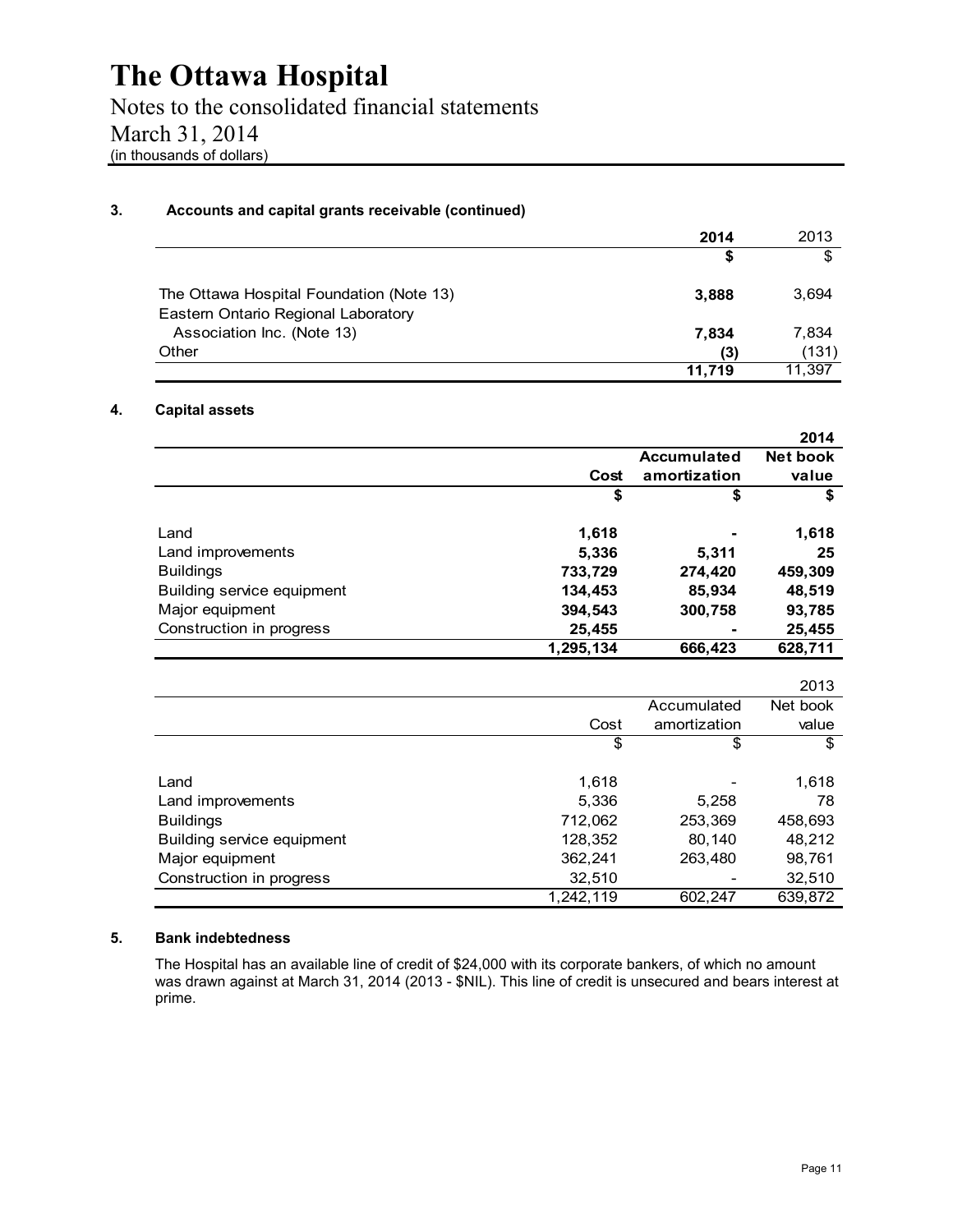# The Ottawa Hospital

Notes to the consolidated financial statements
March 31, 2014
(in thousands of dollars)

### 3. Accounts and capital grants receivable (continued)

| | 2014 | 2013 |
|---|---|---|
| | $ | $ |
| The Ottawa Hospital Foundation (Note 13) | **3,888** | 3,694 |
| Eastern Ontario Regional Laboratory Association Inc. (Note 13) | **7,834** | 7,834 |
| Other | **(3)** | (131) |
| | **11,719** | 11,397 |

### 4. Capital assets

| | | | **2014** |
|---|---|---|---|
| | **Cost** | **Accumulated amortization** | **Net book value** |
| | **$** | **$** | **$** |
| Land | **1,618** | **-** | **1,618** |
| Land improvements | **5,336** | **5,311** | **25** |
| Buildings | **733,729** | **274,420** | **459,309** |
| Building service equipment | **134,453** | **85,934** | **48,519** |
| Major equipment | **394,543** | **300,758** | **93,785** |
| Construction in progress | **25,455** | **-** | **25,455** |
| | **1,295,134** | **666,423** | **628,711** |

| | | | 2013 |
|---|---|---|---|
| | Cost | Accumulated amortization | Net book value |
| | $ | $ | $ |
| Land | 1,618 | - | 1,618 |
| Land improvements | 5,336 | 5,258 | 78 |
| Buildings | 712,062 | 253,369 | 458,693 |
| Building service equipment | 128,352 | 80,140 | 48,212 |
| Major equipment | 362,241 | 263,480 | 98,761 |
| Construction in progress | 32,510 | - | 32,510 |
| | 1,242,119 | 602,247 | 639,872 |

### 5. Bank indebtedness

The Hospital has an available line of credit of $24,000 with its corporate bankers, of which no amount was drawn against at March 31, 2014 (2013 - $NIL). This line of credit is unsecured and bears interest at prime.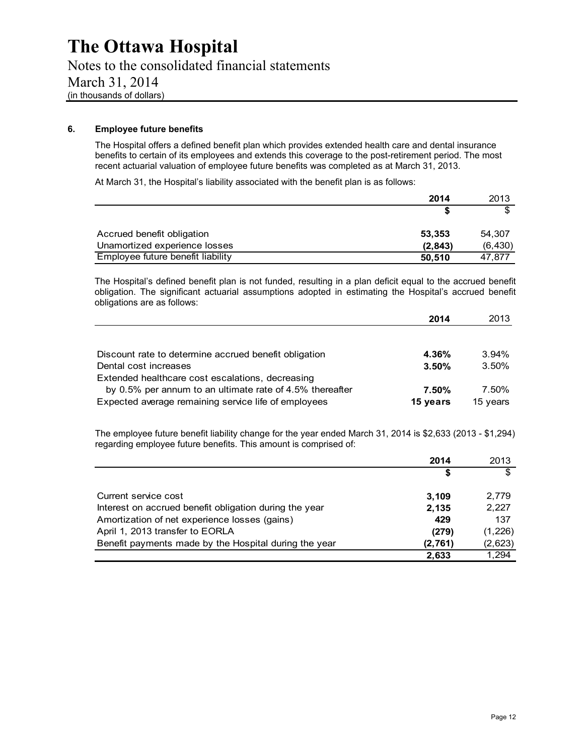# The Ottawa Hospital

Notes to the consolidated financial statements
March 31, 2014
(in thousands of dollars)

## 6. Employee future benefits

The Hospital offers a defined benefit plan which provides extended health care and dental insurance benefits to certain of its employees and extends this coverage to the post-retirement period. The most recent actuarial valuation of employee future benefits was completed as at March 31, 2013.

At March 31, the Hospital's liability associated with the benefit plan is as follows:

| | 2014 | 2013 |
|---|---|---|
| | $ | $ |
| Accrued benefit obligation | 53,353 | 54,307 |
| Unamortized experience losses | (2,843) | (6,430) |
| Employee future benefit liability | 50,510 | 47,877 |

The Hospital's defined benefit plan is not funded, resulting in a plan deficit equal to the accrued benefit obligation. The significant actuarial assumptions adopted in estimating the Hospital's accrued benefit obligations are as follows:

| | 2014 | 2013 |
|---|---|---|
| Discount rate to determine accrued benefit obligation | 4.36% | 3.94% |
| Dental cost increases | 3.50% | 3.50% |
| Extended healthcare cost escalations, decreasing by 0.5% per annum to an ultimate rate of 4.5% thereafter | 7.50% | 7.50% |
| Expected average remaining service life of employees | 15 years | 15 years |

The employee future benefit liability change for the year ended March 31, 2014 is $2,633 (2013 - $1,294) regarding employee future benefits. This amount is comprised of:

| | 2014 | 2013 |
|---|---|---|
| | $ | $ |
| Current service cost | 3,109 | 2,779 |
| Interest on accrued benefit obligation during the year | 2,135 | 2,227 |
| Amortization of net experience losses (gains) | 429 | 137 |
| April 1, 2013 transfer to EORLA | (279) | (1,226) |
| Benefit payments made by the Hospital during the year | (2,761) | (2,623) |
| | 2,633 | 1,294 |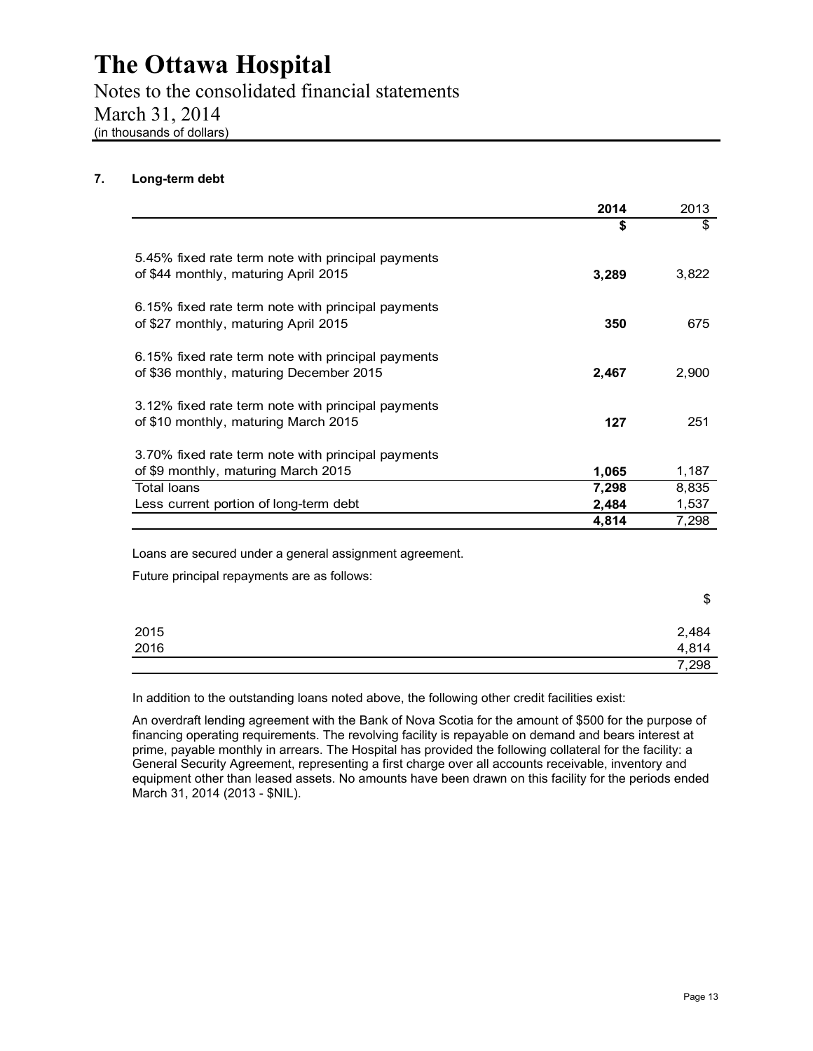# The Ottawa Hospital

Notes to the consolidated financial statements
March 31, 2014
(in thousands of dollars)

## 7. Long-term debt

| | **2014** | 2013 |
|---|---|---|
| | **$** | $ |
| 5.45% fixed rate term note with principal payments of $44 monthly, maturing April 2015 | **3,289** | 3,822 |
| 6.15% fixed rate term note with principal payments of $27 monthly, maturing April 2015 | **350** | 675 |
| 6.15% fixed rate term note with principal payments of $36 monthly, maturing December 2015 | **2,467** | 2,900 |
| 3.12% fixed rate term note with principal payments of $10 monthly, maturing March 2015 | **127** | 251 |
| 3.70% fixed rate term note with principal payments of $9 monthly, maturing March 2015 | **1,065** | 1,187 |
| Total loans | **7,298** | 8,835 |
| Less current portion of long-term debt | **2,484** | 1,537 |
| | **4,814** | 7,298 |

Loans are secured under a general assignment agreement.

Future principal repayments are as follows:

| | $ |
|---|---|
| 2015 | 2,484 |
| 2016 | 4,814 |
| | 7,298 |

In addition to the outstanding loans noted above, the following other credit facilities exist:

An overdraft lending agreement with the Bank of Nova Scotia for the amount of $500 for the purpose of financing operating requirements. The revolving facility is repayable on demand and bears interest at prime, payable monthly in arrears. The Hospital has provided the following collateral for the facility: a General Security Agreement, representing a first charge over all accounts receivable, inventory and equipment other than leased assets. No amounts have been drawn on this facility for the periods ended March 31, 2014 (2013 - $NIL).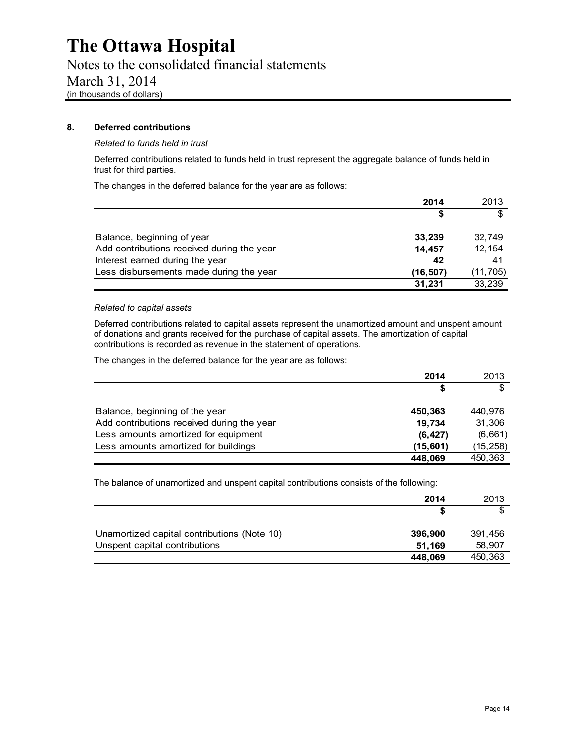# The Ottawa Hospital

Notes to the consolidated financial statements
March 31, 2014
(in thousands of dollars)

## 8. Deferred contributions

*Related to funds held in trust*

Deferred contributions related to funds held in trust represent the aggregate balance of funds held in trust for third parties.

The changes in the deferred balance for the year are as follows:

| | **2014** | 2013 |
|---|---|---|
| | **$** | $ |
| Balance, beginning of year | **33,239** | 32,749 |
| Add contributions received during the year | **14,457** | 12,154 |
| Interest earned during the year | **42** | 41 |
| Less disbursements made during the year | **(16,507)** | (11,705) |
| | **31,231** | 33,239 |

*Related to capital assets*

Deferred contributions related to capital assets represent the unamortized amount and unspent amount of donations and grants received for the purchase of capital assets. The amortization of capital contributions is recorded as revenue in the statement of operations.

The changes in the deferred balance for the year are as follows:

| | **2014** | 2013 |
|---|---|---|
| | **$** | $ |
| Balance, beginning of the year | **450,363** | 440,976 |
| Add contributions received during the year | **19,734** | 31,306 |
| Less amounts amortized for equipment | **(6,427)** | (6,661) |
| Less amounts amortized for buildings | **(15,601)** | (15,258) |
| | **448,069** | 450,363 |

The balance of unamortized and unspent capital contributions consists of the following:

| | **2014** | 2013 |
|---|---|---|
| | **$** | $ |
| Unamortized capital contributions (Note 10) | **396,900** | 391,456 |
| Unspent capital contributions | **51,169** | 58,907 |
| | **448,069** | 450,363 |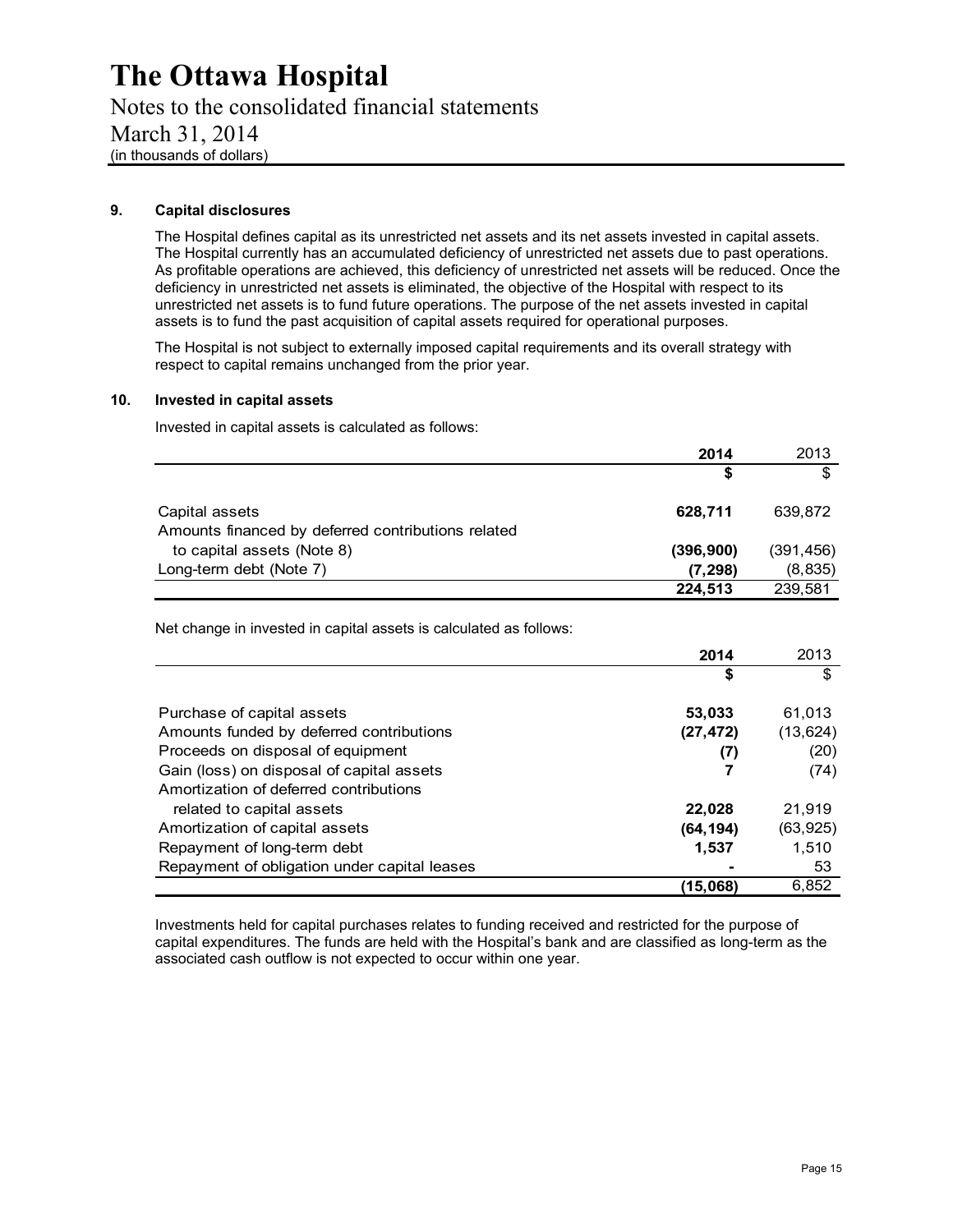### 9. Capital disclosures

The Hospital defines capital as its unrestricted net assets and its net assets invested in capital assets. The Hospital currently has an accumulated deficiency of unrestricted net assets due to past operations. As profitable operations are achieved, this deficiency of unrestricted net assets will be reduced. Once the deficiency in unrestricted net assets is eliminated, the objective of the Hospital with respect to its unrestricted net assets is to fund future operations. The purpose of the net assets invested in capital assets is to fund the past acquisition of capital assets required for operational purposes.

The Hospital is not subject to externally imposed capital requirements and its overall strategy with respect to capital remains unchanged from the prior year.

### 10. Invested in capital assets

Invested in capital assets is calculated as follows:

| | **2014** | 2013 |
|---|---|---|
| | **$** | $ |
| Capital assets | **628,711** | 639,872 |
| Amounts financed by deferred contributions related to capital assets (Note 8) | **(396,900)** | (391,456) |
| Long-term debt (Note 7) | **(7,298)** | (8,835) |
| | **224,513** | 239,581 |

Net change in invested in capital assets is calculated as follows:

| | **2014** | 2013 |
|---|---|---|
| | **$** | $ |
| Purchase of capital assets | **53,033** | 61,013 |
| Amounts funded by deferred contributions | **(27,472)** | (13,624) |
| Proceeds on disposal of equipment | **(7)** | (20) |
| Gain (loss) on disposal of capital assets | **7** | (74) |
| Amortization of deferred contributions related to capital assets | **22,028** | 21,919 |
| Amortization of capital assets | **(64,194)** | (63,925) |
| Repayment of long-term debt | **1,537** | 1,510 |
| Repayment of obligation under capital leases | **-** | 53 |
| | **(15,068)** | 6,852 |

Investments held for capital purchases relates to funding received and restricted for the purpose of capital expenditures. The funds are held with the Hospital's bank and are classified as long-term as the associated cash outflow is not expected to occur within one year.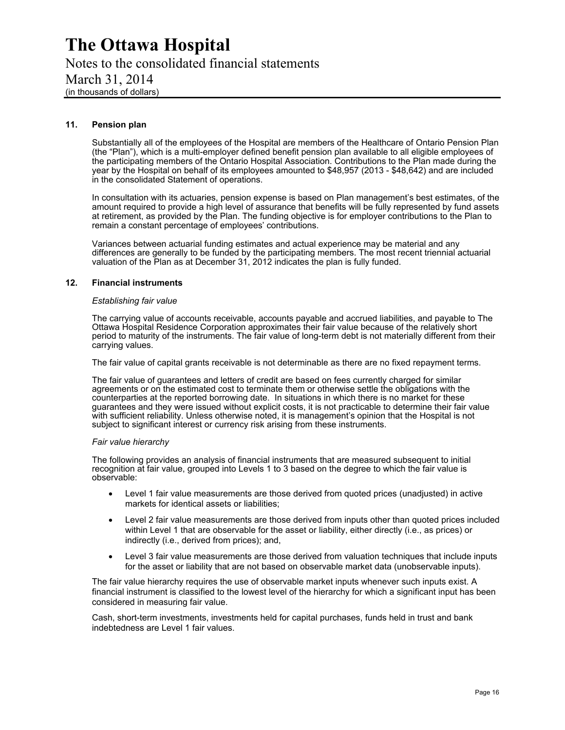## 11. Pension plan

Substantially all of the employees of the Hospital are members of the Healthcare of Ontario Pension Plan (the "Plan"), which is a multi-employer defined benefit pension plan available to all eligible employees of the participating members of the Ontario Hospital Association. Contributions to the Plan made during the year by the Hospital on behalf of its employees amounted to $48,957 (2013 - $48,642) and are included in the consolidated Statement of operations.

In consultation with its actuaries, pension expense is based on Plan management's best estimates, of the amount required to provide a high level of assurance that benefits will be fully represented by fund assets at retirement, as provided by the Plan. The funding objective is for employer contributions to the Plan to remain a constant percentage of employees' contributions.

Variances between actuarial funding estimates and actual experience may be material and any differences are generally to be funded by the participating members. The most recent triennial actuarial valuation of the Plan as at December 31, 2012 indicates the plan is fully funded.

## 12. Financial instruments

*Establishing fair value*

The carrying value of accounts receivable, accounts payable and accrued liabilities, and payable to The Ottawa Hospital Residence Corporation approximates their fair value because of the relatively short period to maturity of the instruments. The fair value of long-term debt is not materially different from their carrying values.

The fair value of capital grants receivable is not determinable as there are no fixed repayment terms.

The fair value of guarantees and letters of credit are based on fees currently charged for similar agreements or on the estimated cost to terminate them or otherwise settle the obligations with the counterparties at the reported borrowing date. In situations in which there is no market for these guarantees and they were issued without explicit costs, it is not practicable to determine their fair value with sufficient reliability. Unless otherwise noted, it is management's opinion that the Hospital is not subject to significant interest or currency risk arising from these instruments.

*Fair value hierarchy*

The following provides an analysis of financial instruments that are measured subsequent to initial recognition at fair value, grouped into Levels 1 to 3 based on the degree to which the fair value is observable:

- Level 1 fair value measurements are those derived from quoted prices (unadjusted) in active markets for identical assets or liabilities;
- Level 2 fair value measurements are those derived from inputs other than quoted prices included within Level 1 that are observable for the asset or liability, either directly (i.e., as prices) or indirectly (i.e., derived from prices); and,
- Level 3 fair value measurements are those derived from valuation techniques that include inputs for the asset or liability that are not based on observable market data (unobservable inputs).

The fair value hierarchy requires the use of observable market inputs whenever such inputs exist. A financial instrument is classified to the lowest level of the hierarchy for which a significant input has been considered in measuring fair value.

Cash, short-term investments, investments held for capital purchases, funds held in trust and bank indebtedness are Level 1 fair values.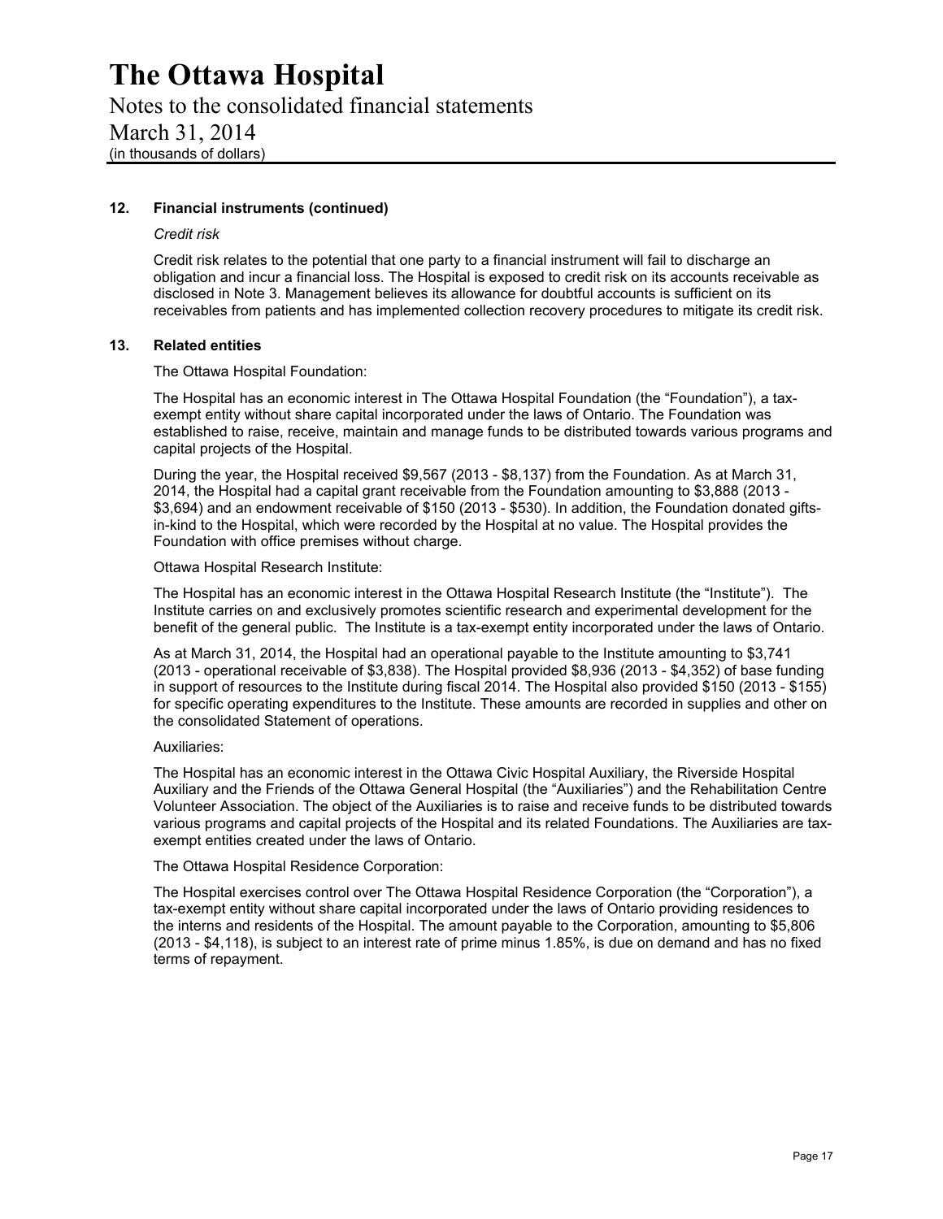## 12. Financial instruments (continued)

*Credit risk*

Credit risk relates to the potential that one party to a financial instrument will fail to discharge an obligation and incur a financial loss. The Hospital is exposed to credit risk on its accounts receivable as disclosed in Note 3. Management believes its allowance for doubtful accounts is sufficient on its receivables from patients and has implemented collection recovery procedures to mitigate its credit risk.

## 13. Related entities

The Ottawa Hospital Foundation:

The Hospital has an economic interest in The Ottawa Hospital Foundation (the "Foundation"), a tax-exempt entity without share capital incorporated under the laws of Ontario. The Foundation was established to raise, receive, maintain and manage funds to be distributed towards various programs and capital projects of the Hospital.

During the year, the Hospital received $9,567 (2013 - $8,137) from the Foundation. As at March 31, 2014, the Hospital had a capital grant receivable from the Foundation amounting to $3,888 (2013 - $3,694) and an endowment receivable of $150 (2013 - $530). In addition, the Foundation donated gifts-in-kind to the Hospital, which were recorded by the Hospital at no value. The Hospital provides the Foundation with office premises without charge.

Ottawa Hospital Research Institute:

The Hospital has an economic interest in the Ottawa Hospital Research Institute (the "Institute"). The Institute carries on and exclusively promotes scientific research and experimental development for the benefit of the general public. The Institute is a tax-exempt entity incorporated under the laws of Ontario.

As at March 31, 2014, the Hospital had an operational payable to the Institute amounting to $3,741 (2013 - operational receivable of $3,838). The Hospital provided $8,936 (2013 - $4,352) of base funding in support of resources to the Institute during fiscal 2014. The Hospital also provided $150 (2013 - $155) for specific operating expenditures to the Institute. These amounts are recorded in supplies and other on the consolidated Statement of operations.

Auxiliaries:

The Hospital has an economic interest in the Ottawa Civic Hospital Auxiliary, the Riverside Hospital Auxiliary and the Friends of the Ottawa General Hospital (the "Auxiliaries") and the Rehabilitation Centre Volunteer Association. The object of the Auxiliaries is to raise and receive funds to be distributed towards various programs and capital projects of the Hospital and its related Foundations. The Auxiliaries are tax-exempt entities created under the laws of Ontario.

The Ottawa Hospital Residence Corporation:

The Hospital exercises control over The Ottawa Hospital Residence Corporation (the "Corporation"), a tax-exempt entity without share capital incorporated under the laws of Ontario providing residences to the interns and residents of the Hospital. The amount payable to the Corporation, amounting to $5,806 (2013 - $4,118), is subject to an interest rate of prime minus 1.85%, is due on demand and has no fixed terms of repayment.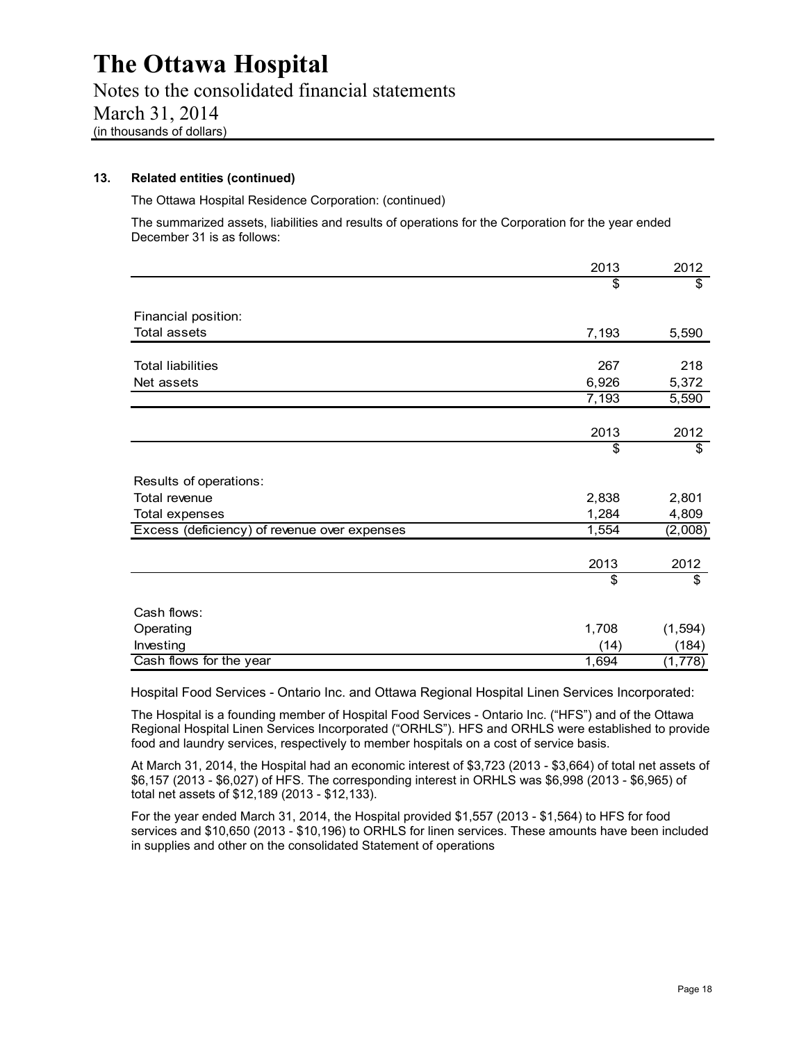### 13. Related entities (continued)

The Ottawa Hospital Residence Corporation: (continued)

The summarized assets, liabilities and results of operations for the Corporation for the year ended December 31 is as follows:

| | 2013 | 2012 |
|---|---|---|
| | $ | $ |
| Financial position: | | |
| Total assets | 7,193 | 5,590 |
| Total liabilities | 267 | 218 |
| Net assets | 6,926 | 5,372 |
| | 7,193 | 5,590 |

| | 2013 | 2012 |
|---|---|---|
| | $ | $ |
| Results of operations: | | |
| Total revenue | 2,838 | 2,801 |
| Total expenses | 1,284 | 4,809 |
| Excess (deficiency) of revenue over expenses | 1,554 | (2,008) |

| | 2013 | 2012 |
|---|---|---|
| | $ | $ |
| Cash flows: | | |
| Operating | 1,708 | (1,594) |
| Investing | (14) | (184) |
| Cash flows for the year | 1,694 | (1,778) |

Hospital Food Services - Ontario Inc. and Ottawa Regional Hospital Linen Services Incorporated:

The Hospital is a founding member of Hospital Food Services - Ontario Inc. ("HFS") and of the Ottawa Regional Hospital Linen Services Incorporated ("ORHLS"). HFS and ORHLS were established to provide food and laundry services, respectively to member hospitals on a cost of service basis.

At March 31, 2014, the Hospital had an economic interest of $3,723 (2013 - $3,664) of total net assets of $6,157 (2013 - $6,027) of HFS. The corresponding interest in ORHLS was $6,998 (2013 - $6,965) of total net assets of $12,189 (2013 - $12,133).

For the year ended March 31, 2014, the Hospital provided $1,557 (2013 - $1,564) to HFS for food services and $10,650 (2013 - $10,196) to ORHLS for linen services. These amounts have been included in supplies and other on the consolidated Statement of operations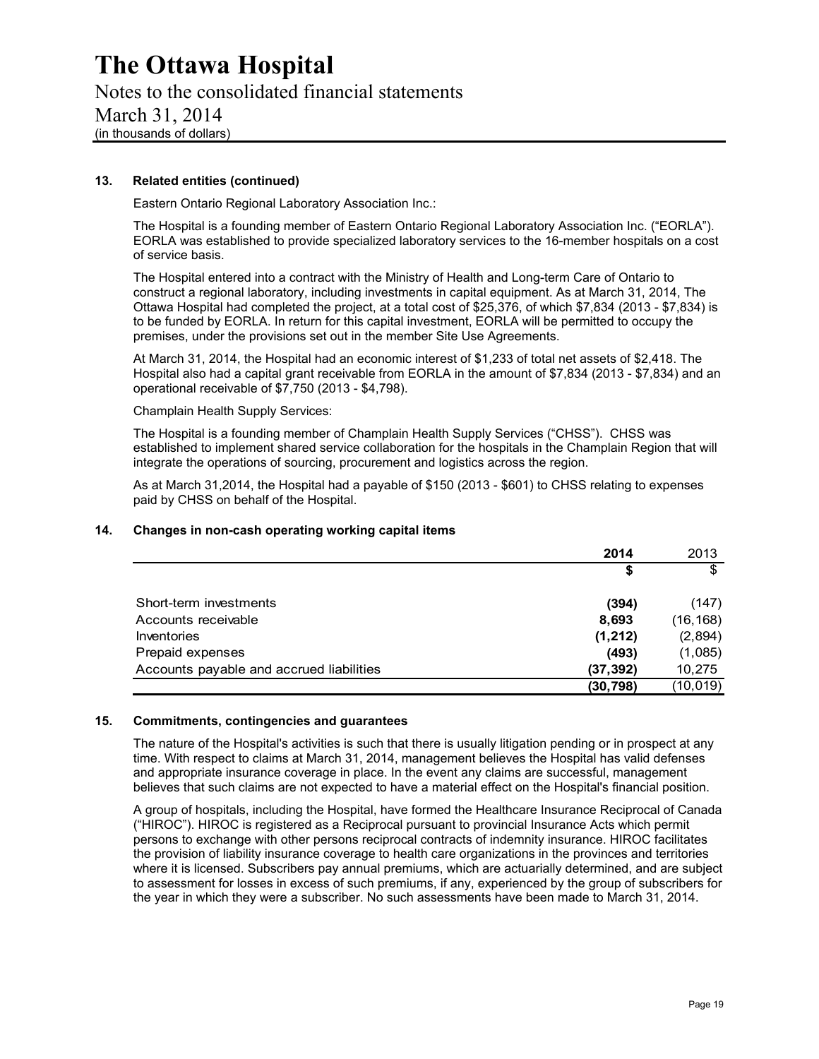## 13. Related entities (continued)

Eastern Ontario Regional Laboratory Association Inc.:

The Hospital is a founding member of Eastern Ontario Regional Laboratory Association Inc. ("EORLA"). EORLA was established to provide specialized laboratory services to the 16-member hospitals on a cost of service basis.

The Hospital entered into a contract with the Ministry of Health and Long-term Care of Ontario to construct a regional laboratory, including investments in capital equipment. As at March 31, 2014, The Ottawa Hospital had completed the project, at a total cost of $25,376, of which $7,834 (2013 - $7,834) is to be funded by EORLA. In return for this capital investment, EORLA will be permitted to occupy the premises, under the provisions set out in the member Site Use Agreements.

At March 31, 2014, the Hospital had an economic interest of $1,233 of total net assets of $2,418. The Hospital also had a capital grant receivable from EORLA in the amount of $7,834 (2013 - $7,834) and an operational receivable of $7,750 (2013 - $4,798).

Champlain Health Supply Services:

The Hospital is a founding member of Champlain Health Supply Services ("CHSS"). CHSS was established to implement shared service collaboration for the hospitals in the Champlain Region that will integrate the operations of sourcing, procurement and logistics across the region.

As at March 31,2014, the Hospital had a payable of $150 (2013 - $601) to CHSS relating to expenses paid by CHSS on behalf of the Hospital.

## 14. Changes in non-cash operating working capital items

| | **2014** | 2013 |
|---|---|---|
| | **$** | $ |
| Short-term investments | **(394)** | (147) |
| Accounts receivable | **8,693** | (16,168) |
| Inventories | **(1,212)** | (2,894) |
| Prepaid expenses | **(493)** | (1,085) |
| Accounts payable and accrued liabilities | **(37,392)** | 10,275 |
| | **(30,798)** | (10,019) |

## 15. Commitments, contingencies and guarantees

The nature of the Hospital's activities is such that there is usually litigation pending or in prospect at any time. With respect to claims at March 31, 2014, management believes the Hospital has valid defenses and appropriate insurance coverage in place. In the event any claims are successful, management believes that such claims are not expected to have a material effect on the Hospital's financial position.

A group of hospitals, including the Hospital, have formed the Healthcare Insurance Reciprocal of Canada ("HIROC"). HIROC is registered as a Reciprocal pursuant to provincial Insurance Acts which permit persons to exchange with other persons reciprocal contracts of indemnity insurance. HIROC facilitates the provision of liability insurance coverage to health care organizations in the provinces and territories where it is licensed. Subscribers pay annual premiums, which are actuarially determined, and are subject to assessment for losses in excess of such premiums, if any, experienced by the group of subscribers for the year in which they were a subscriber. No such assessments have been made to March 31, 2014.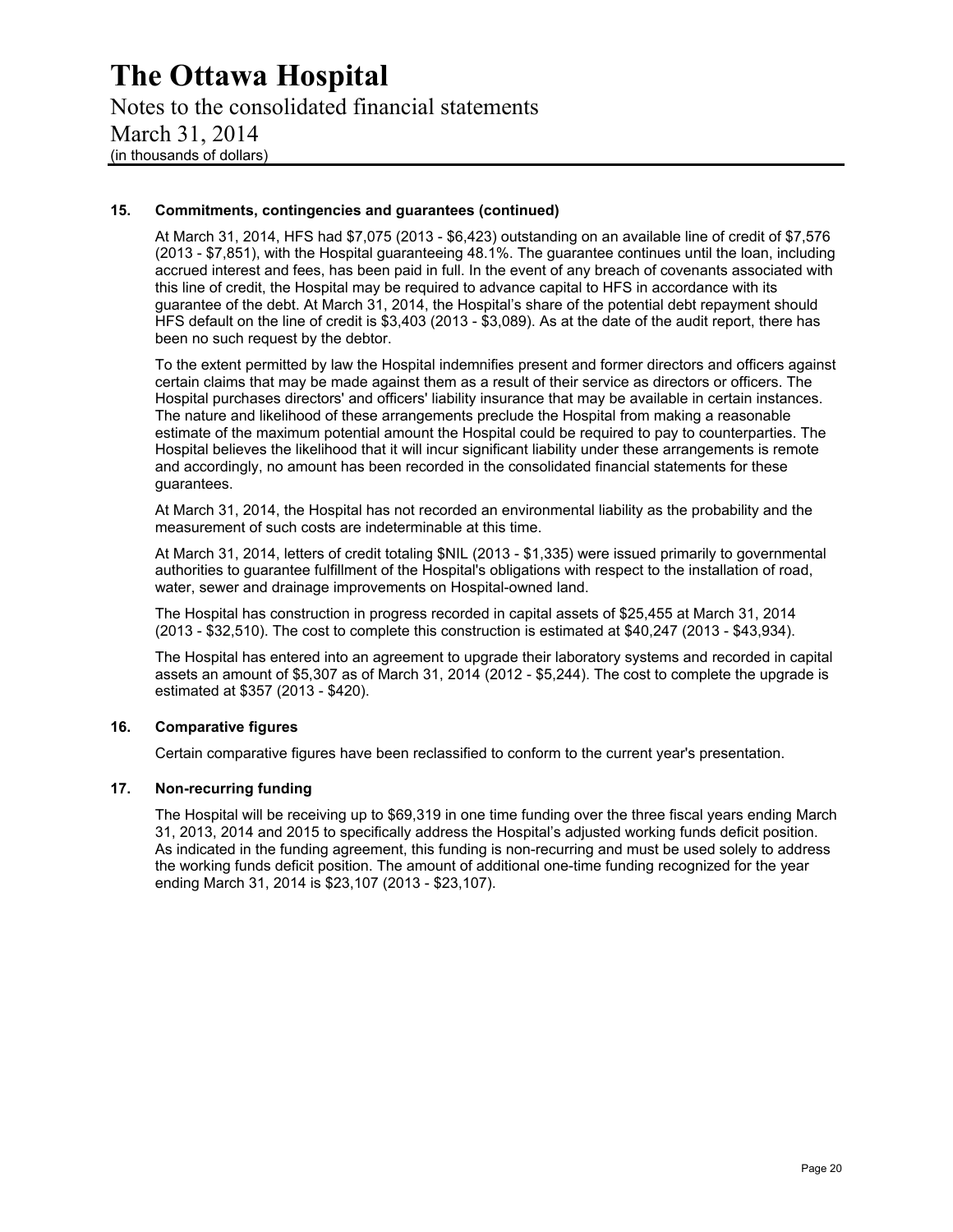### 15. Commitments, contingencies and guarantees (continued)

At March 31, 2014, HFS had $7,075 (2013 - $6,423) outstanding on an available line of credit of $7,576 (2013 - $7,851), with the Hospital guaranteeing 48.1%. The guarantee continues until the loan, including accrued interest and fees, has been paid in full. In the event of any breach of covenants associated with this line of credit, the Hospital may be required to advance capital to HFS in accordance with its guarantee of the debt. At March 31, 2014, the Hospital's share of the potential debt repayment should HFS default on the line of credit is $3,403 (2013 - $3,089). As at the date of the audit report, there has been no such request by the debtor.

To the extent permitted by law the Hospital indemnifies present and former directors and officers against certain claims that may be made against them as a result of their service as directors or officers. The Hospital purchases directors' and officers' liability insurance that may be available in certain instances. The nature and likelihood of these arrangements preclude the Hospital from making a reasonable estimate of the maximum potential amount the Hospital could be required to pay to counterparties. The Hospital believes the likelihood that it will incur significant liability under these arrangements is remote and accordingly, no amount has been recorded in the consolidated financial statements for these guarantees.

At March 31, 2014, the Hospital has not recorded an environmental liability as the probability and the measurement of such costs are indeterminable at this time.

At March 31, 2014, letters of credit totaling $NIL (2013 - $1,335) were issued primarily to governmental authorities to guarantee fulfillment of the Hospital's obligations with respect to the installation of road, water, sewer and drainage improvements on Hospital-owned land.

The Hospital has construction in progress recorded in capital assets of $25,455 at March 31, 2014 (2013 - $32,510). The cost to complete this construction is estimated at $40,247 (2013 - $43,934).

The Hospital has entered into an agreement to upgrade their laboratory systems and recorded in capital assets an amount of $5,307 as of March 31, 2014 (2012 - $5,244). The cost to complete the upgrade is estimated at $357 (2013 - $420).

### 16. Comparative figures

Certain comparative figures have been reclassified to conform to the current year's presentation.

### 17. Non-recurring funding

The Hospital will be receiving up to $69,319 in one time funding over the three fiscal years ending March 31, 2013, 2014 and 2015 to specifically address the Hospital's adjusted working funds deficit position. As indicated in the funding agreement, this funding is non-recurring and must be used solely to address the working funds deficit position. The amount of additional one-time funding recognized for the year ending March 31, 2014 is $23,107 (2013 - $23,107).